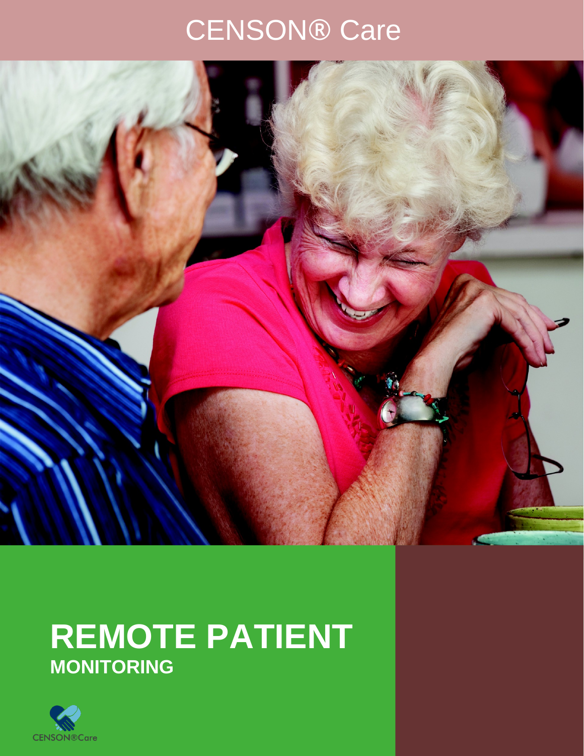CENSON® Care

# REMOTE PATIENT

## MONITORING

CENSON®Care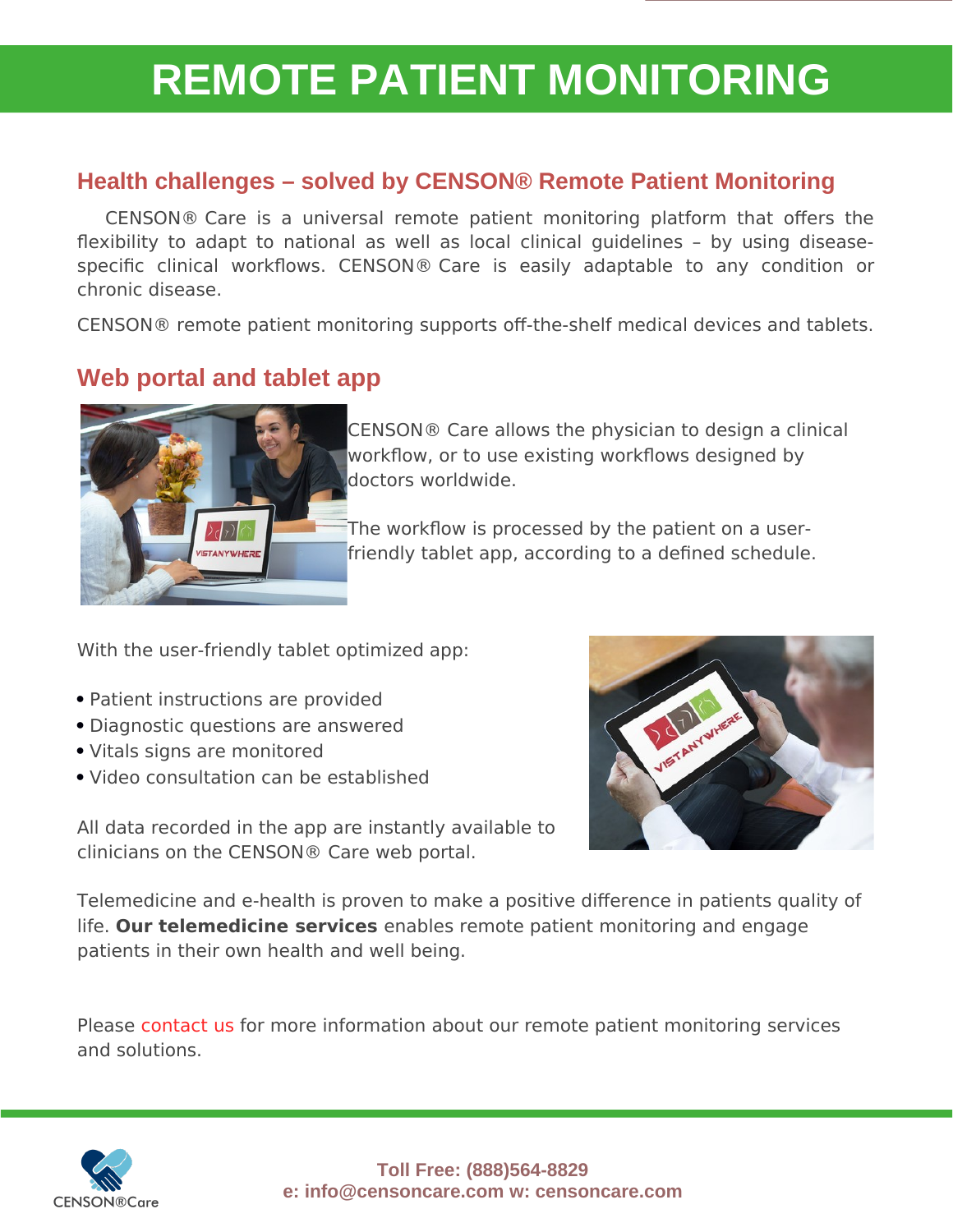# REMOTE PATIENT MONITORING

## Health challenges – solved by CENSON® Remote Patient Monitoring

CENSON® Care is a universal remote patient monitoring platform that offers the flexibility to adapt to national as well as local clinical guidelines – by using disease-specific clinical workflows. CENSON® Care is easily adaptable to any condition or chronic disease.

CENSON® remote patient monitoring supports off-the-shelf medical devices and tablets.

## Web portal and tablet app

CENSON® Care allows the physician to design a clinical workflow, or to use existing workflows designed by doctors worldwide.

The workflow is processed by the patient on a user-friendly tablet app, according to a defined schedule.

With the user-friendly tablet optimized app:

- Patient instructions are provided
- Diagnostic questions are answered
- Vitals signs are monitored
- Video consultation can be established

All data recorded in the app are instantly available to clinicians on the CENSON® Care web portal.

Telemedicine and e-health is proven to make a positive difference in patients quality of life. **Our telemedicine services** enables remote patient monitoring and engage patients in their own health and well being.

Please contact us for more information about our remote patient monitoring services and solutions.

CENSON®Care

**Toll Free: (888)564-8829**
**e: info@censoncare.com w: censoncare.com**